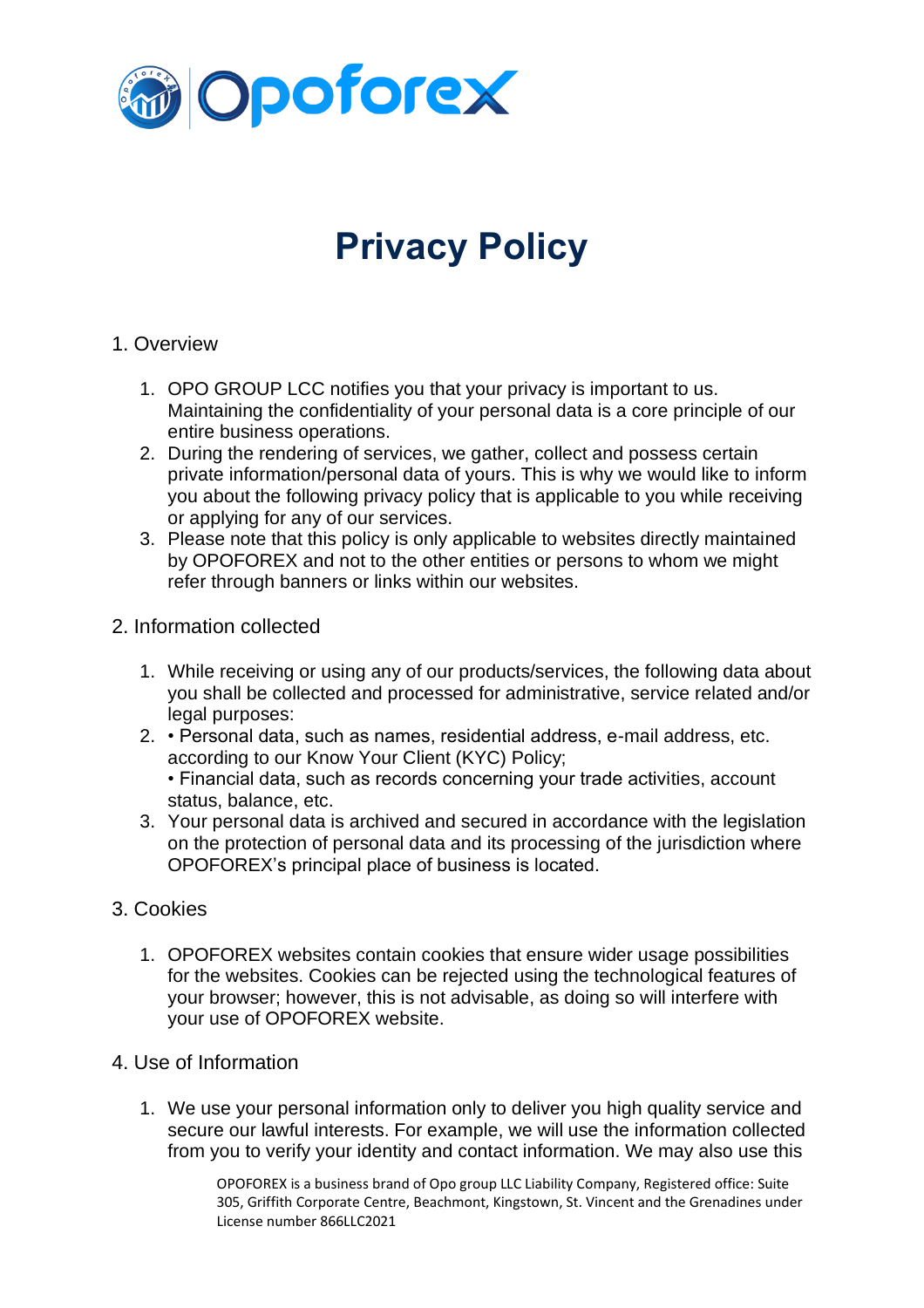# Privacy Policy

1. Overview

   1. OPO GROUP LCC notifies you that your privacy is important to us. Maintaining the confidentiality of your personal data is a core principle of our entire business operations.
   2. During the rendering of services, we gather, collect and possess certain private information/personal data of yours. This is why we would like to inform you about the following privacy policy that is applicable to you while receiving or applying for any of our services.
   3. Please note that this policy is only applicable to websites directly maintained by OPOFOREX and not to the other entities or persons to whom we might refer through banners or links within our websites.

2. Information collected

   1. While receiving or using any of our products/services, the following data about you shall be collected and processed for administrative, service related and/or legal purposes:
   2. • Personal data, such as names, residential address, e-mail address, etc. according to our Know Your Client (KYC) Policy;
      • Financial data, such as records concerning your trade activities, account status, balance, etc.
   3. Your personal data is archived and secured in accordance with the legislation on the protection of personal data and its processing of the jurisdiction where OPOFOREX's principal place of business is located.

3. Cookies

   1. OPOFOREX websites contain cookies that ensure wider usage possibilities for the websites. Cookies can be rejected using the technological features of your browser; however, this is not advisable, as doing so will interfere with your use of OPOFOREX website.

4. Use of Information

   1. We use your personal information only to deliver you high quality service and secure our lawful interests. For example, we will use the information collected from you to verify your identity and contact information. We may also use this

OPOFOREX is a business brand of Opo group LLC Liability Company, Registered office: Suite 305, Griffith Corporate Centre, Beachmont, Kingstown, St. Vincent and the Grenadines under License number 866LLC2021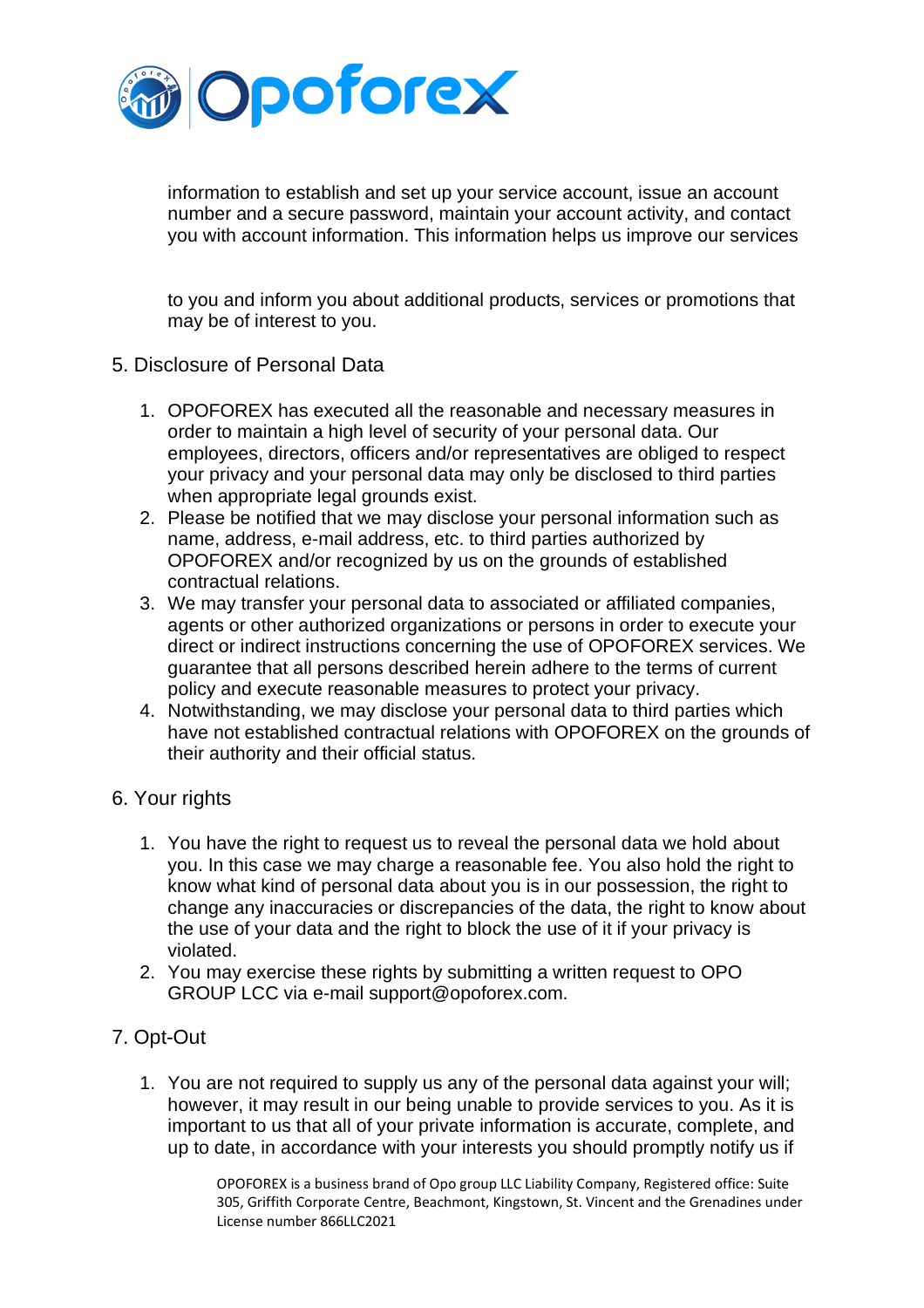information to establish and set up your service account, issue an account number and a secure password, maintain your account activity, and contact you with account information. This information helps us improve our services

to you and inform you about additional products, services or promotions that may be of interest to you.

5. Disclosure of Personal Data

    1. OPOFOREX has executed all the reasonable and necessary measures in order to maintain a high level of security of your personal data. Our employees, directors, officers and/or representatives are obliged to respect your privacy and your personal data may only be disclosed to third parties when appropriate legal grounds exist.
    2. Please be notified that we may disclose your personal information such as name, address, e-mail address, etc. to third parties authorized by OPOFOREX and/or recognized by us on the grounds of established contractual relations.
    3. We may transfer your personal data to associated or affiliated companies, agents or other authorized organizations or persons in order to execute your direct or indirect instructions concerning the use of OPOFOREX services. We guarantee that all persons described herein adhere to the terms of current policy and execute reasonable measures to protect your privacy.
    4. Notwithstanding, we may disclose your personal data to third parties which have not established contractual relations with OPOFOREX on the grounds of their authority and their official status.

6. Your rights

    1. You have the right to request us to reveal the personal data we hold about you. In this case we may charge a reasonable fee. You also hold the right to know what kind of personal data about you is in our possession, the right to change any inaccuracies or discrepancies of the data, the right to know about the use of your data and the right to block the use of it if your privacy is violated.
    2. You may exercise these rights by submitting a written request to OPO GROUP LCC via e-mail support@opoforex.com.

7. Opt-Out

    1. You are not required to supply us any of the personal data against your will; however, it may result in our being unable to provide services to you. As it is important to us that all of your private information is accurate, complete, and up to date, in accordance with your interests you should promptly notify us if

OPOFOREX is a business brand of Opo group LLC Liability Company, Registered office: Suite 305, Griffith Corporate Centre, Beachmont, Kingstown, St. Vincent and the Grenadines under License number 866LLC2021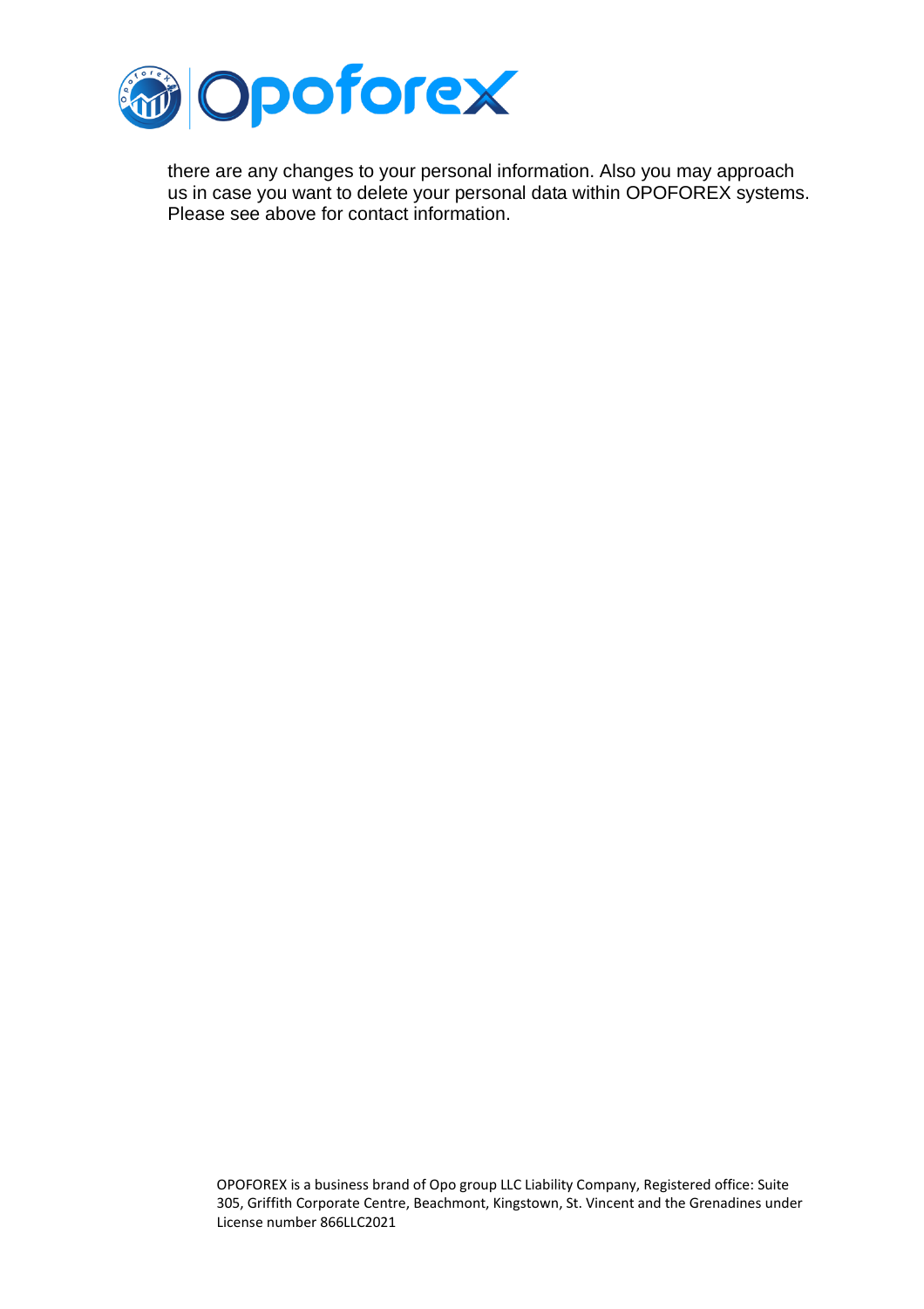there are any changes to your personal information. Also you may approach us in case you want to delete your personal data within OPOFOREX systems. Please see above for contact information.